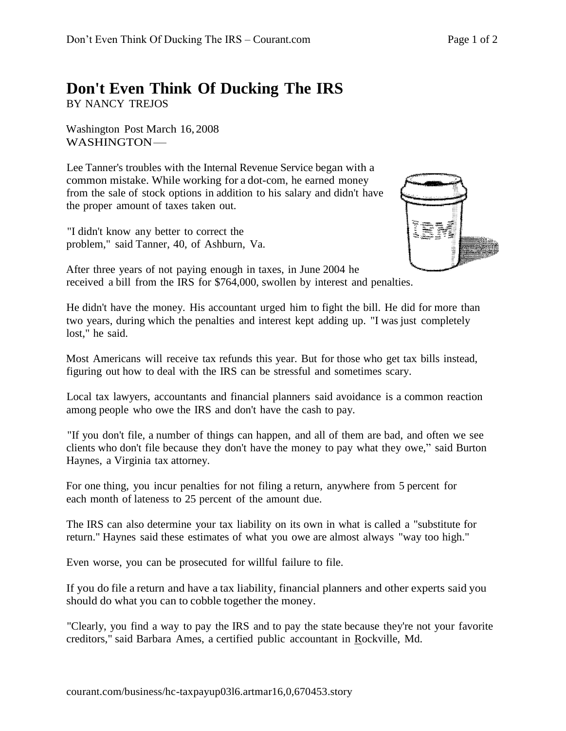# Don't Even Think Of Ducking The IRS

BY NANCY TREJOS

Washington Post March 16, 2008
WASHINGTON —

Lee Tanner's troubles with the Internal Revenue Service began with a common mistake. While working for a dot-com, he earned money from the sale of stock options in addition to his salary and didn't have the proper amount of taxes taken out.

"I didn't know any better to correct the problem," said Tanner, 40, of Ashburn, Va.

After three years of not paying enough in taxes, in June 2004 he received a bill from the IRS for $764,000, swollen by interest and penalties.

He didn't have the money. His accountant urged him to fight the bill. He did for more than two years, during which the penalties and interest kept adding up. "I was just completely lost," he said.

Most Americans will receive tax refunds this year. But for those who get tax bills instead, figuring out how to deal with the IRS can be stressful and sometimes scary.

Local tax lawyers, accountants and financial planners said avoidance is a common reaction among people who owe the IRS and don't have the cash to pay.

"If you don't file, a number of things can happen, and all of them are bad, and often we see clients who don't file because they don't have the money to pay what they owe," said Burton Haynes, a Virginia tax attorney.

For one thing, you incur penalties for not filing a return, anywhere from 5 percent for each month of lateness to 25 percent of the amount due.

The IRS can also determine your tax liability on its own in what is called a "substitute for return." Haynes said these estimates of what you owe are almost always "way too high."

Even worse, you can be prosecuted for willful failure to file.

If you do file a return and have a tax liability, financial planners and other experts said you should do what you can to cobble together the money.

"Clearly, you find a way to pay the IRS and to pay the state because they're not your favorite creditors," said Barbara Ames, a certified public accountant in Rockville, Md.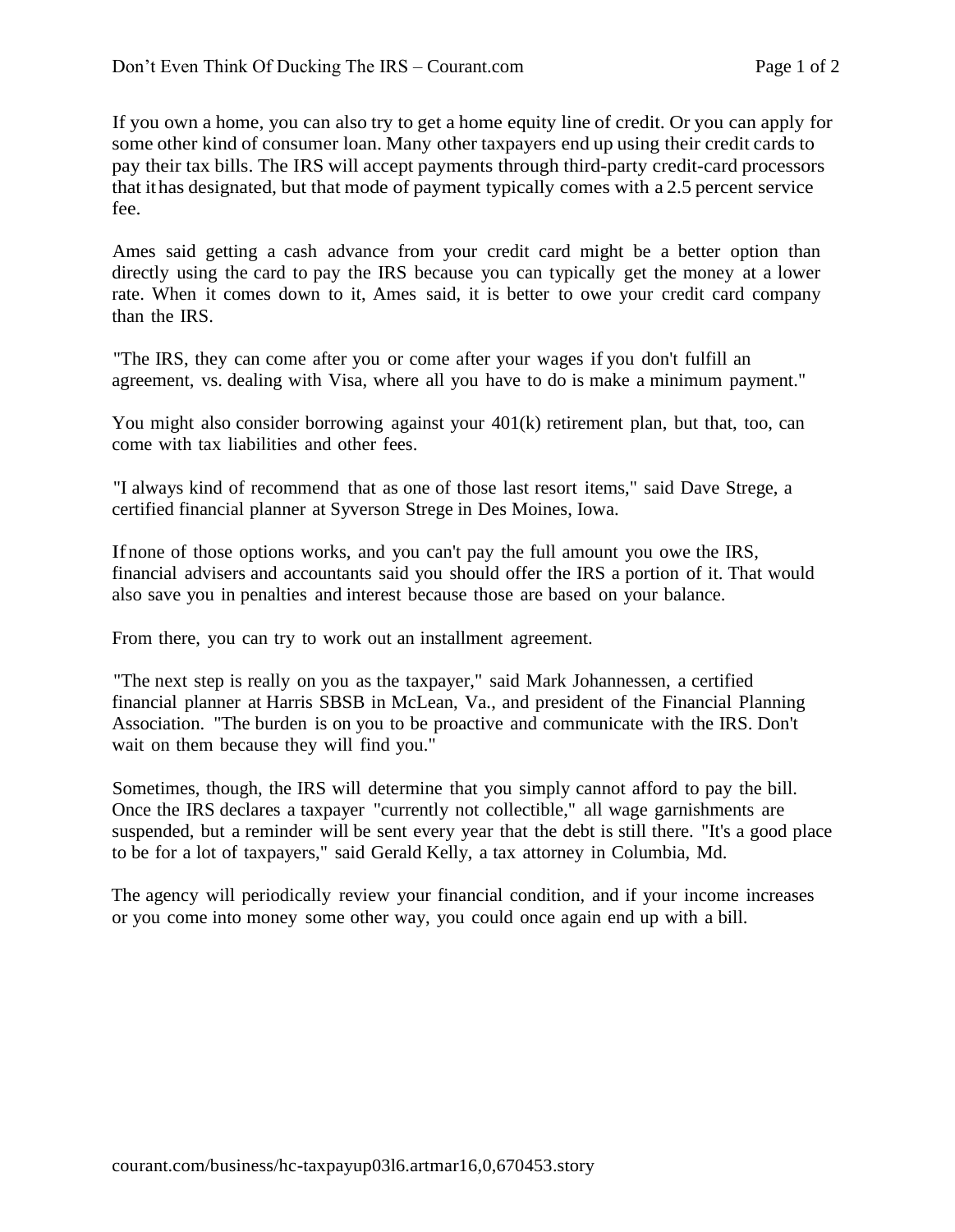If you own a home, you can also try to get a home equity line of credit. Or you can apply for some other kind of consumer loan. Many other taxpayers end up using their credit cards to pay their tax bills. The IRS will accept payments through third-party credit-card processors that it has designated, but that mode of payment typically comes with a 2.5 percent service fee.

Ames said getting a cash advance from your credit card might be a better option than directly using the card to pay the IRS because you can typically get the money at a lower rate. When it comes down to it, Ames said, it is better to owe your credit card company than the IRS.

"The IRS, they can come after you or come after your wages if you don't fulfill an agreement, vs. dealing with Visa, where all you have to do is make a minimum payment."

You might also consider borrowing against your 401(k) retirement plan, but that, too, can come with tax liabilities and other fees.

"I always kind of recommend that as one of those last resort items," said Dave Strege, a certified financial planner at Syverson Strege in Des Moines, Iowa.

If none of those options works, and you can't pay the full amount you owe the IRS, financial advisers and accountants said you should offer the IRS a portion of it. That would also save you in penalties and interest because those are based on your balance.

From there, you can try to work out an installment agreement.

"The next step is really on you as the taxpayer," said Mark Johannessen, a certified financial planner at Harris SBSB in McLean, Va., and president of the Financial Planning Association. "The burden is on you to be proactive and communicate with the IRS. Don't wait on them because they will find you."

Sometimes, though, the IRS will determine that you simply cannot afford to pay the bill. Once the IRS declares a taxpayer "currently not collectible," all wage garnishments are suspended, but a reminder will be sent every year that the debt is still there. "It's a good place to be for a lot of taxpayers," said Gerald Kelly, a tax attorney in Columbia, Md.

The agency will periodically review your financial condition, and if your income increases or you come into money some other way, you could once again end up with a bill.